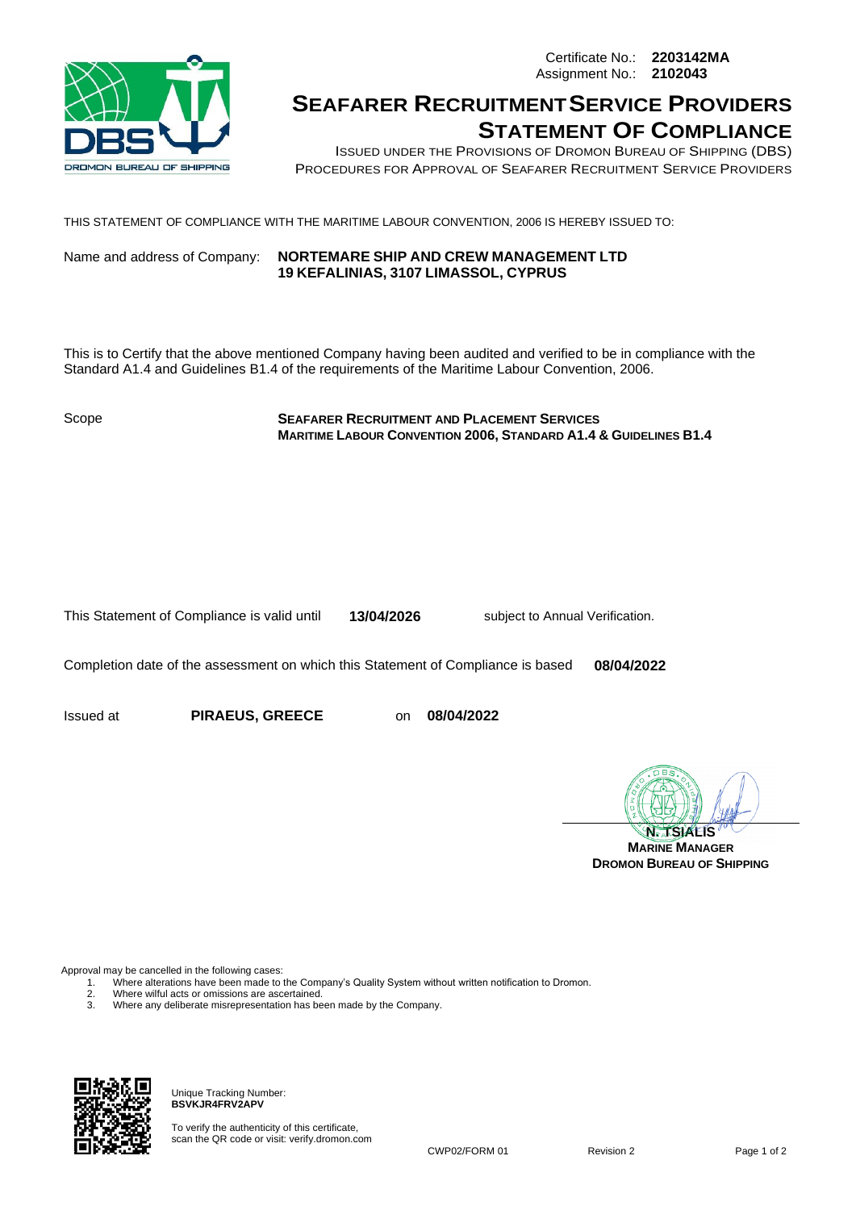Certificate No.: **2203142MA**
Assignment No.: **2102043**

# SEAFARER RECRUITMENT SERVICE PROVIDERS STATEMENT OF COMPLIANCE

ISSUED UNDER THE PROVISIONS OF DROMON BUREAU OF SHIPPING (DBS) PROCEDURES FOR APPROVAL OF SEAFARER RECRUITMENT SERVICE PROVIDERS

THIS STATEMENT OF COMPLIANCE WITH THE MARITIME LABOUR CONVENTION, 2006 IS HEREBY ISSUED TO:

Name and address of Company: **NORTEMARE SHIP AND CREW MANAGEMENT LTD**
**19 KEFALINIAS, 3107 LIMASSOL, CYPRUS**

This is to Certify that the above mentioned Company having been audited and verified to be in compliance with the Standard A1.4 and Guidelines B1.4 of the requirements of the Maritime Labour Convention, 2006.

Scope **SEAFARER RECRUITMENT AND PLACEMENT SERVICES**
**MARITIME LABOUR CONVENTION 2006, STANDARD A1.4 & GUIDELINES B1.4**

This Statement of Compliance is valid until **13/04/2026** subject to Annual Verification.

Completion date of the assessment on which this Statement of Compliance is based **08/04/2022**

Issued at **PIRAEUS, GREECE** on **08/04/2022**

**N. TSIALIS**
**MARINE MANAGER**
**DROMON BUREAU OF SHIPPING**

Approval may be cancelled in the following cases:

1. Where alterations have been made to the Company's Quality System without written notification to Dromon.
2. Where wilful acts or omissions are ascertained.
3. Where any deliberate misrepresentation has been made by the Company.

Unique Tracking Number:
**BSVKJR4FRV2APV**

To verify the authenticity of this certificate, scan the QR code or visit: verify.dromon.com

CWP02/FORM 01 Revision 2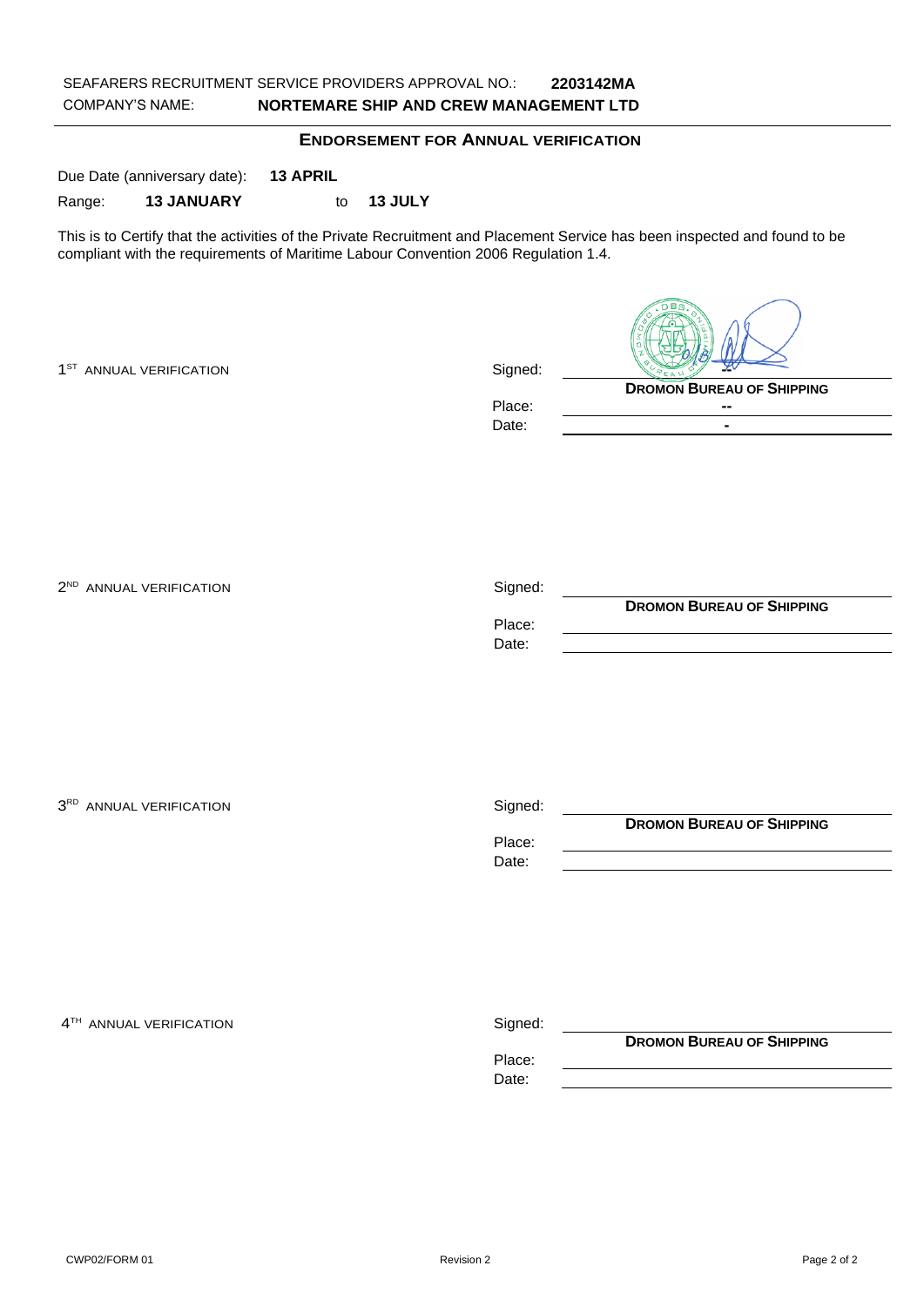SEAFARERS RECRUITMENT SERVICE PROVIDERS APPROVAL NO.: **2203142MA**

COMPANY'S NAME: **NORTEMARE SHIP AND CREW MANAGEMENT LTD**

## ENDORSEMENT FOR ANNUAL VERIFICATION

Due Date (anniversary date): **13 APRIL**

Range: **13 JANUARY** to **13 JULY**

This is to Certify that the activities of the Private Recruitment and Placement Service has been inspected and found to be compliant with the requirements of Maritime Labour Convention 2006 Regulation 1.4.

1ST ANNUAL VERIFICATION

Signed: --

**DROMON BUREAU OF SHIPPING**

Place: --

Date: -

2ND ANNUAL VERIFICATION

Signed:

**DROMON BUREAU OF SHIPPING**

Place:

Date:

3RD ANNUAL VERIFICATION

Signed:

**DROMON BUREAU OF SHIPPING**

Place:

Date:

4TH ANNUAL VERIFICATION

Signed:

**DROMON BUREAU OF SHIPPING**

Place:

Date:

CWP02/FORM 01 Revision 2